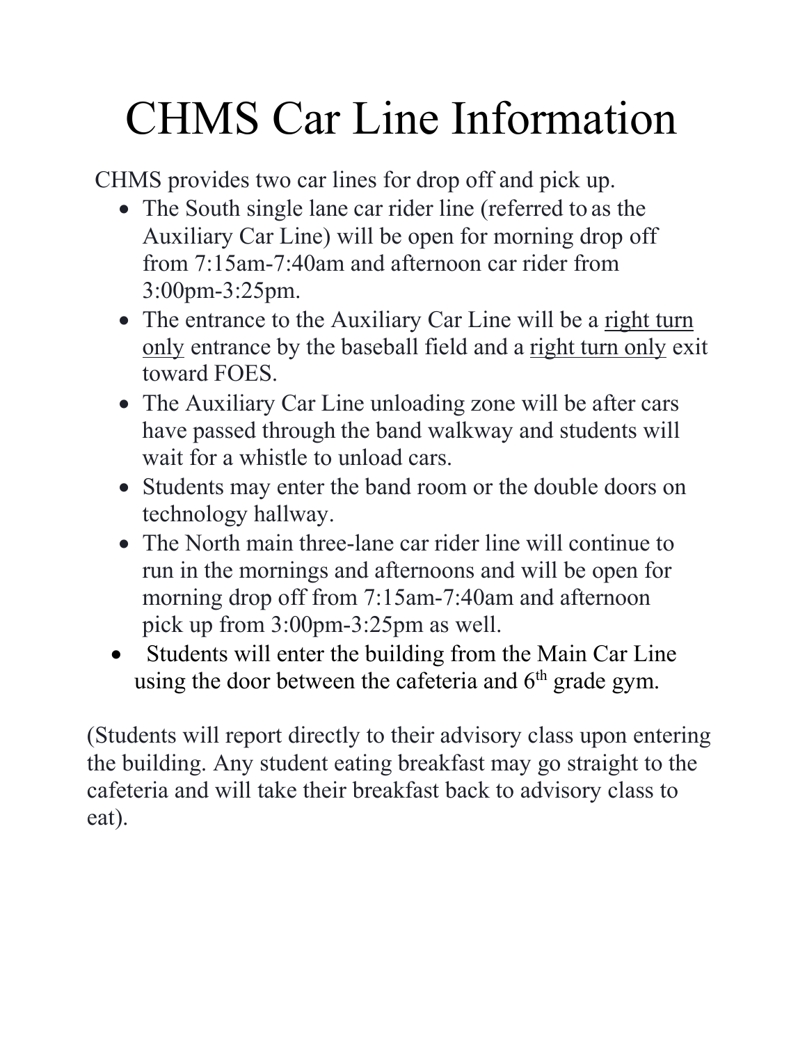# CHMS Car Line Information

CHMS provides two car lines for drop off and pick up.

- The South single lane car rider line (referred to as the Auxiliary Car Line) will be open for morning drop off from 7:15am-7:40am and afternoon car rider from 3:00pm-3:25pm.
- The entrance to the Auxiliary Car Line will be a <u>right turn only</u> entrance by the baseball field and a <u>right turn only</u> exit toward FOES.
- The Auxiliary Car Line unloading zone will be after cars have passed through the band walkway and students will wait for a whistle to unload cars.
- Students may enter the band room or the double doors on technology hallway.
- The North main three-lane car rider line will continue to run in the mornings and afternoons and will be open for morning drop off from 7:15am-7:40am and afternoon pick up from 3:00pm-3:25pm as well.
- Students will enter the building from the Main Car Line using the door between the cafeteria and 6th grade gym.

(Students will report directly to their advisory class upon entering the building. Any student eating breakfast may go straight to the cafeteria and will take their breakfast back to advisory class to eat).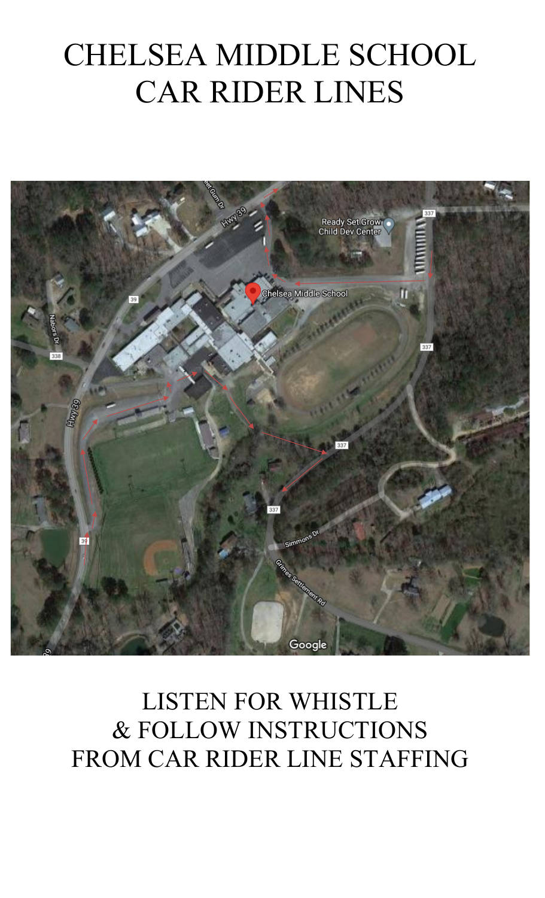# CHELSEA MIDDLE SCHOOL CAR RIDER LINES

LISTEN FOR WHISTLE
& FOLLOW INSTRUCTIONS
FROM CAR RIDER LINE STAFFING